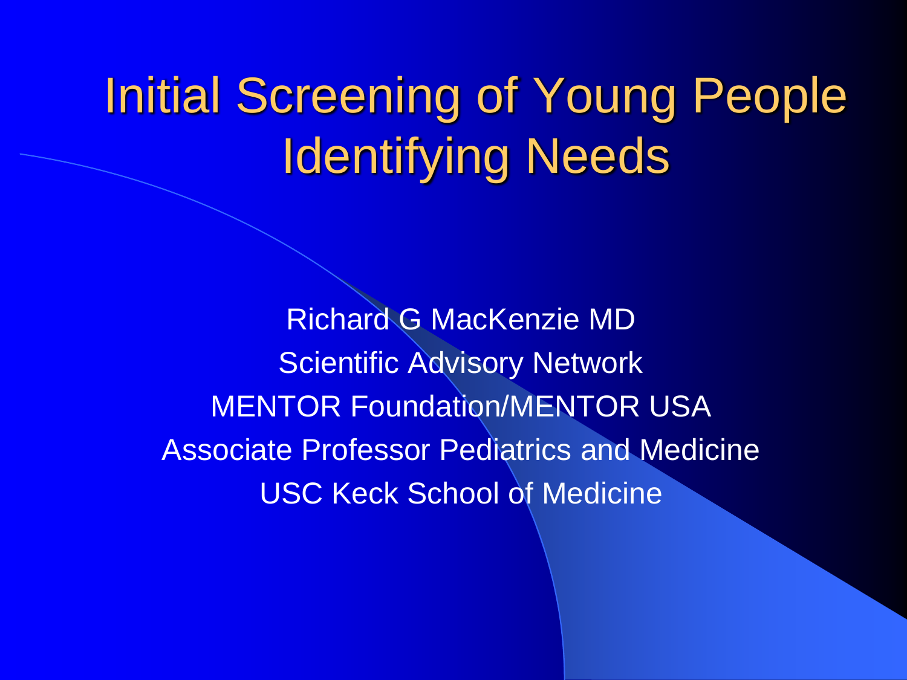# Initial Screening of Young People Identifying Needs

Richard G MacKenzie MD

Scientific Advisory Network

MENTOR Foundation/MENTOR USA

Associate Professor Pediatrics and Medicine

USC Keck School of Medicine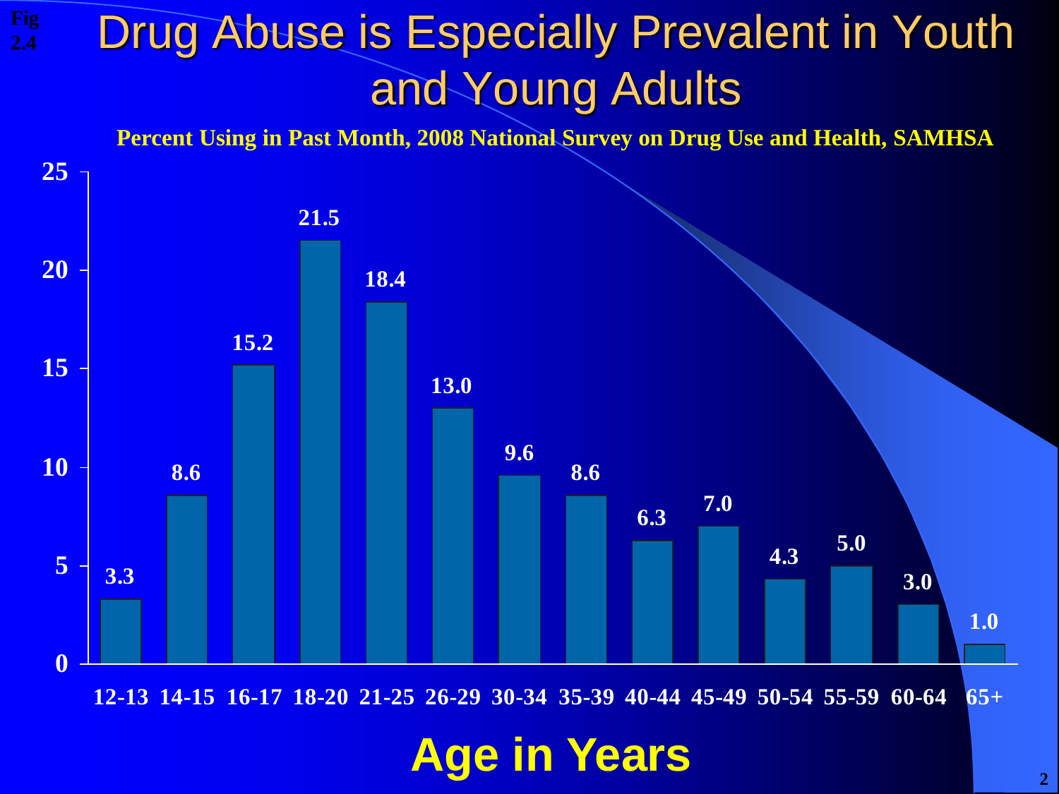Fig 2.4

# Drug Abuse is Especially Prevalent in Youth and Young Adults

**Percent Using in Past Month, 2008 National Survey on Drug Use and Health, SAMHSA**

| Age in Years | Percent |
|---|---|
| 12-13 | 3.3 |
| 14-15 | 8.6 |
| 16-17 | 15.2 |
| 18-20 | 21.5 |
| 21-25 | 18.4 |
| 26-29 | 13.0 |
| 30-34 | 9.6 |
| 35-39 | 8.6 |
| 40-44 | 6.3 |
| 45-49 | 7.0 |
| 50-54 | 4.3 |
| 55-59 | 5.0 |
| 60-64 | 3.0 |
| 65+ | 1.0 |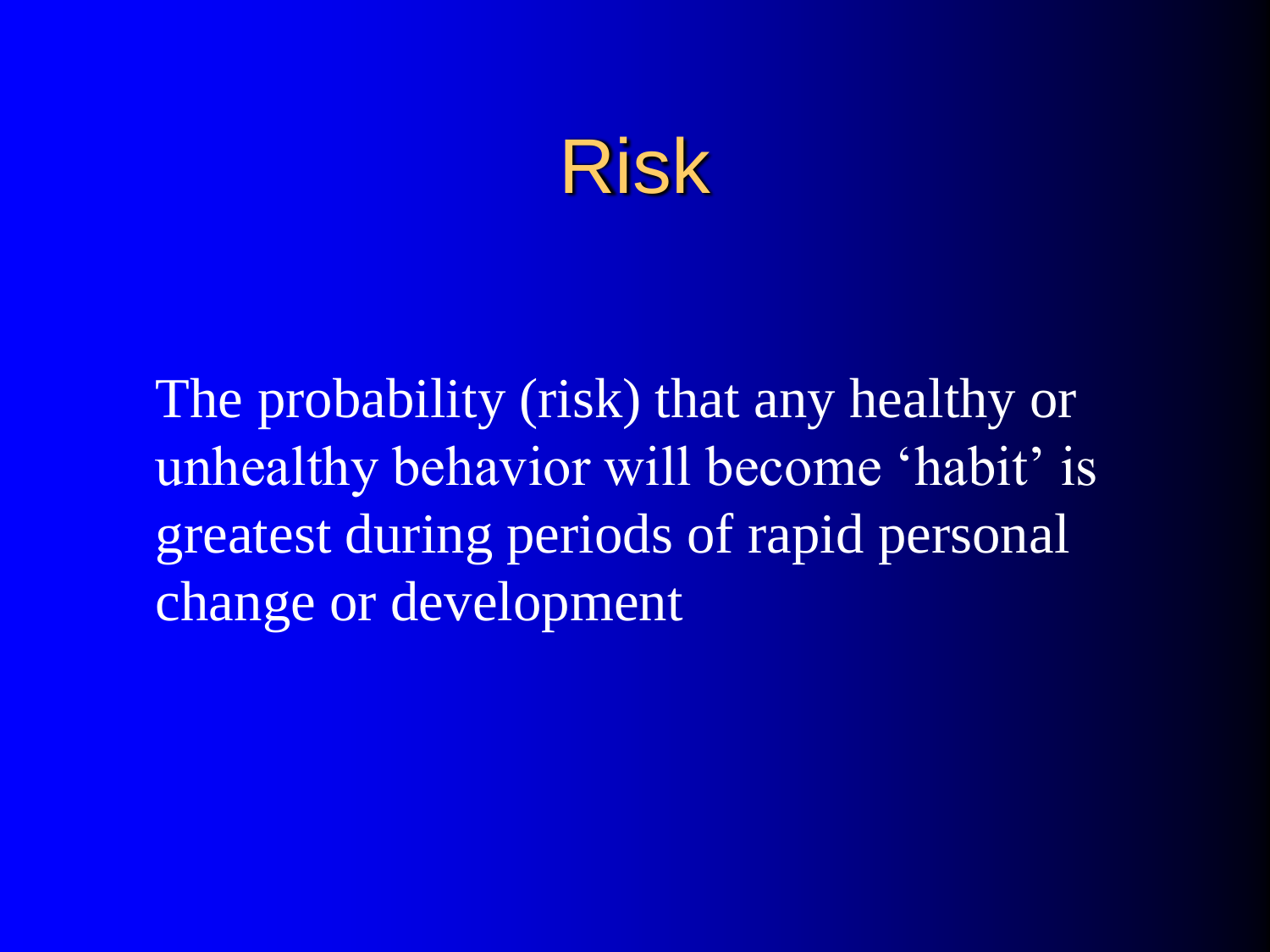# Risk

The probability (risk) that any healthy or unhealthy behavior will become 'habit' is greatest during periods of rapid personal change or development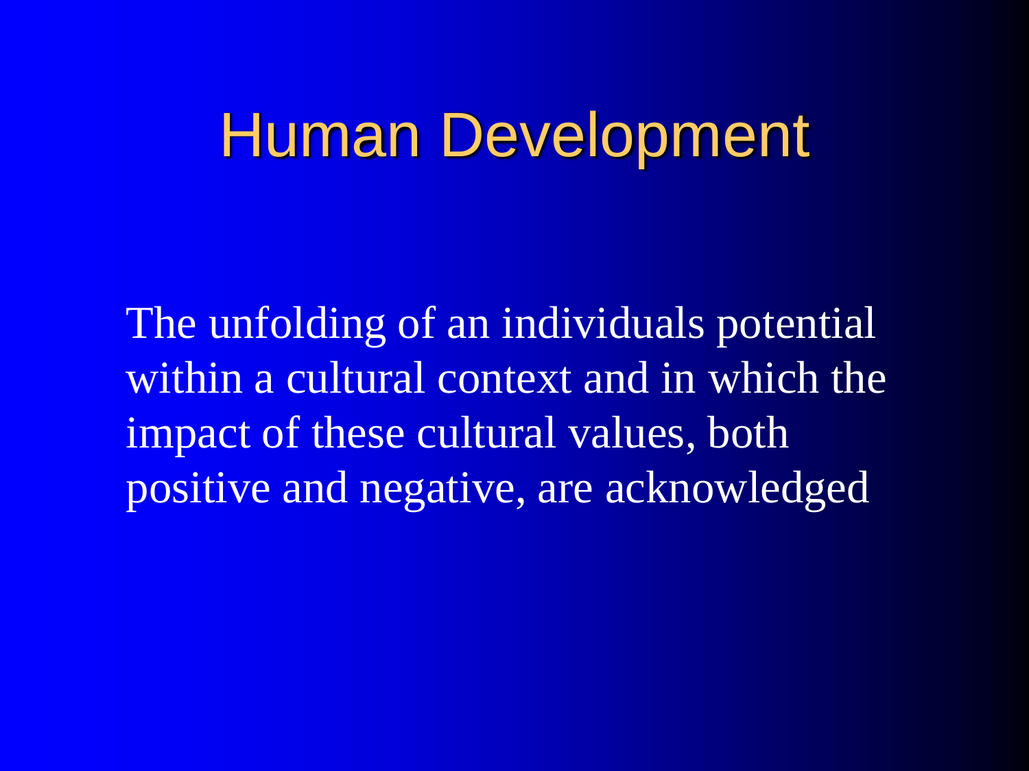# Human Development

The unfolding of an individuals potential within a cultural context and in which the impact of these cultural values, both positive and negative, are acknowledged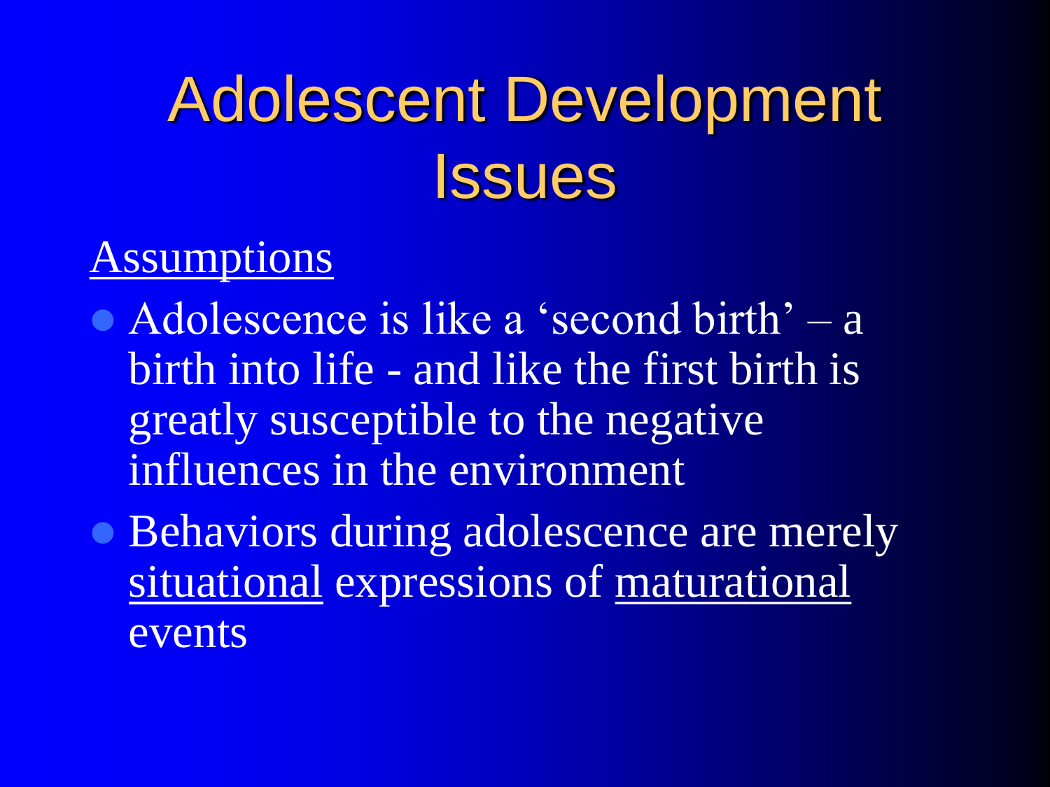# Adolescent Development Issues

<u>Assumptions</u>

- Adolescence is like a ‘second birth’ – a birth into life - and like the first birth is greatly susceptible to the negative influences in the environment
- Behaviors during adolescence are merely <u>situational</u> expressions of <u>maturational</u> events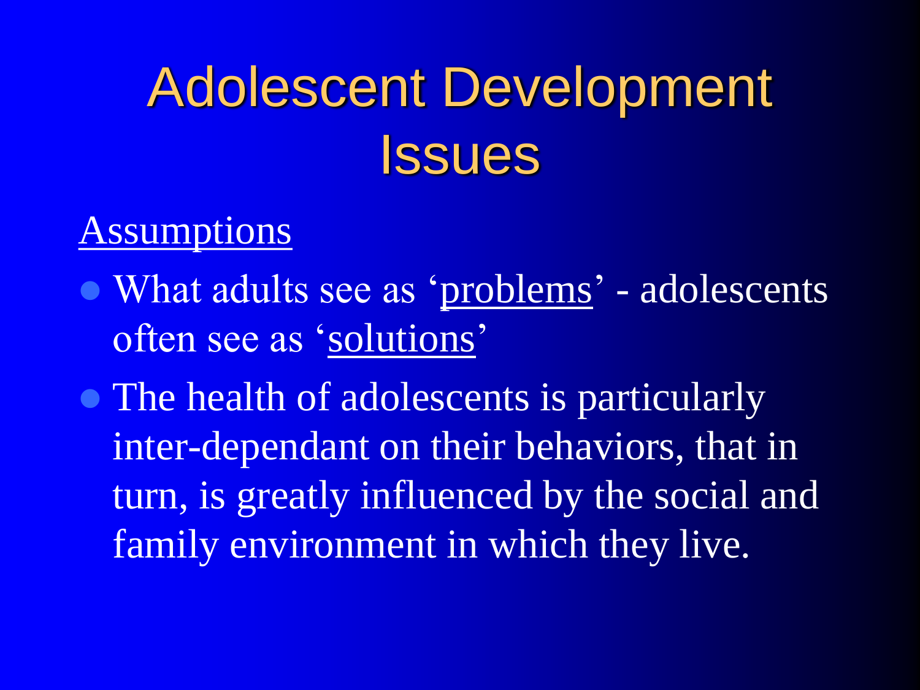# Adolescent Development Issues

<u>Assumptions</u>

- What adults see as '<u>problems</u>' - adolescents often see as '<u>solutions</u>'
- The health of adolescents is particularly inter-dependant on their behaviors, that in turn, is greatly influenced by the social and family environment in which they live.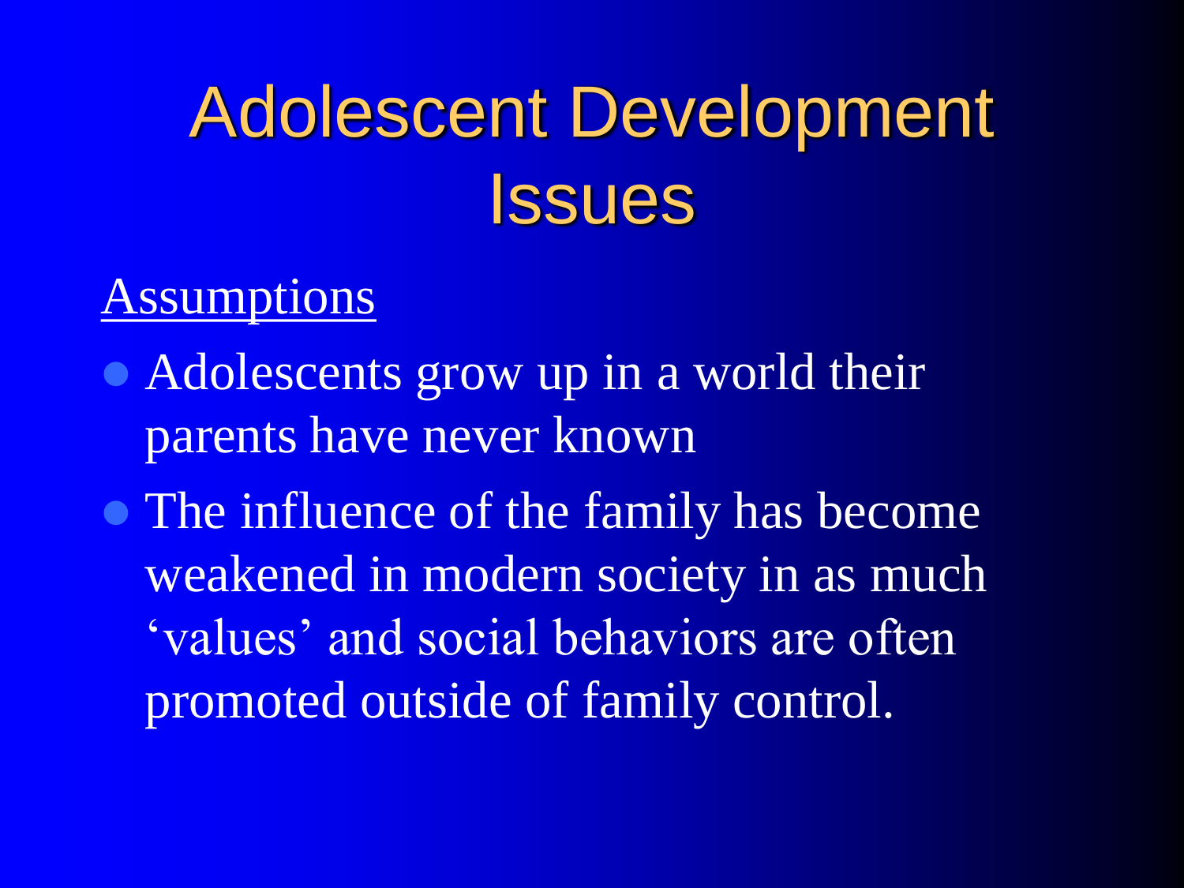# Adolescent Development Issues

<u>Assumptions</u>

- Adolescents grow up in a world their parents have never known
- The influence of the family has become weakened in modern society in as much 'values' and social behaviors are often promoted outside of family control.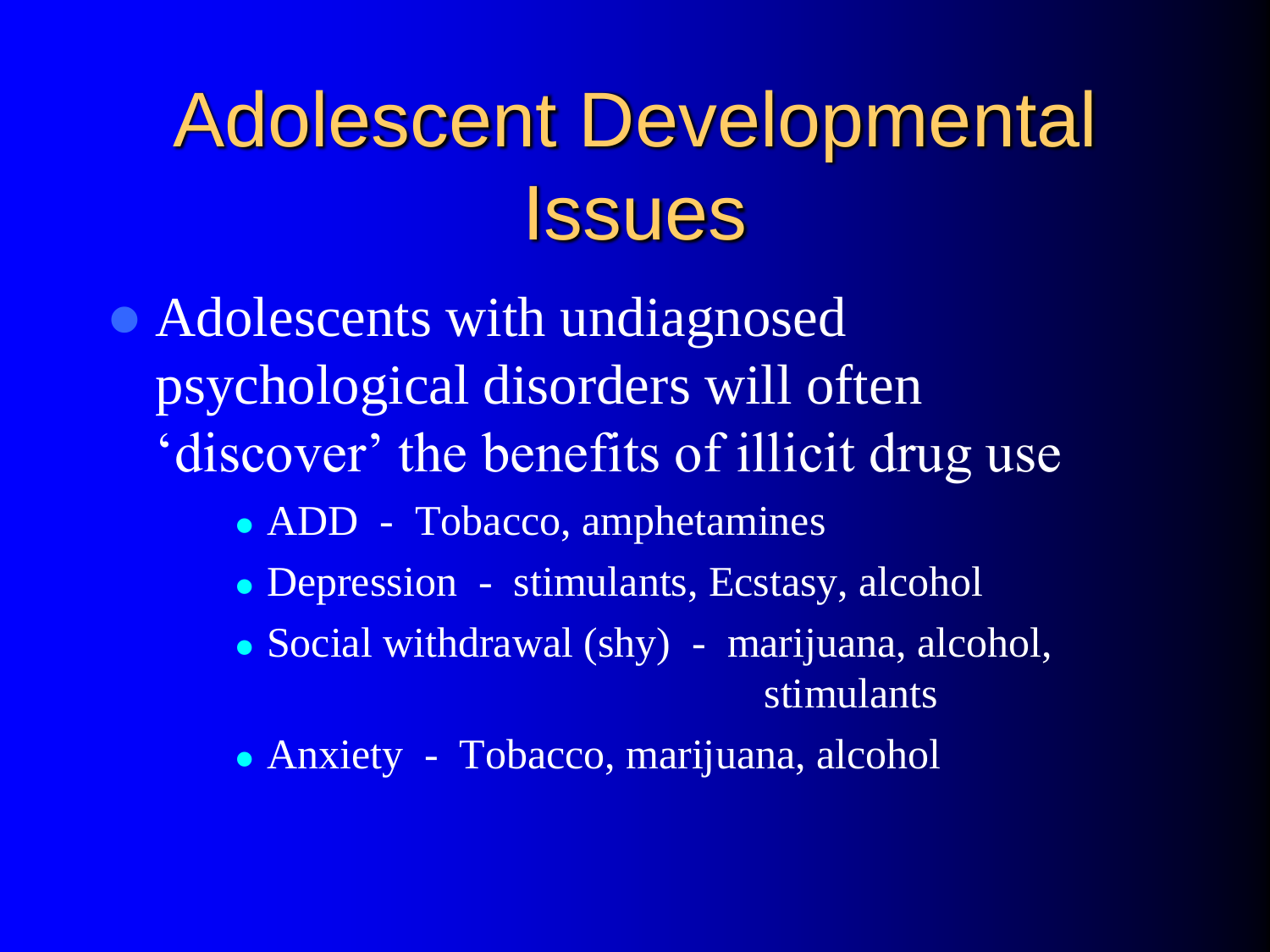# Adolescent Developmental Issues

- Adolescents with undiagnosed psychological disorders will often 'discover' the benefits of illicit drug use
  - ADD - Tobacco, amphetamines
  - Depression - stimulants, Ecstasy, alcohol
  - Social withdrawal (shy) - marijuana, alcohol, stimulants
  - Anxiety - Tobacco, marijuana, alcohol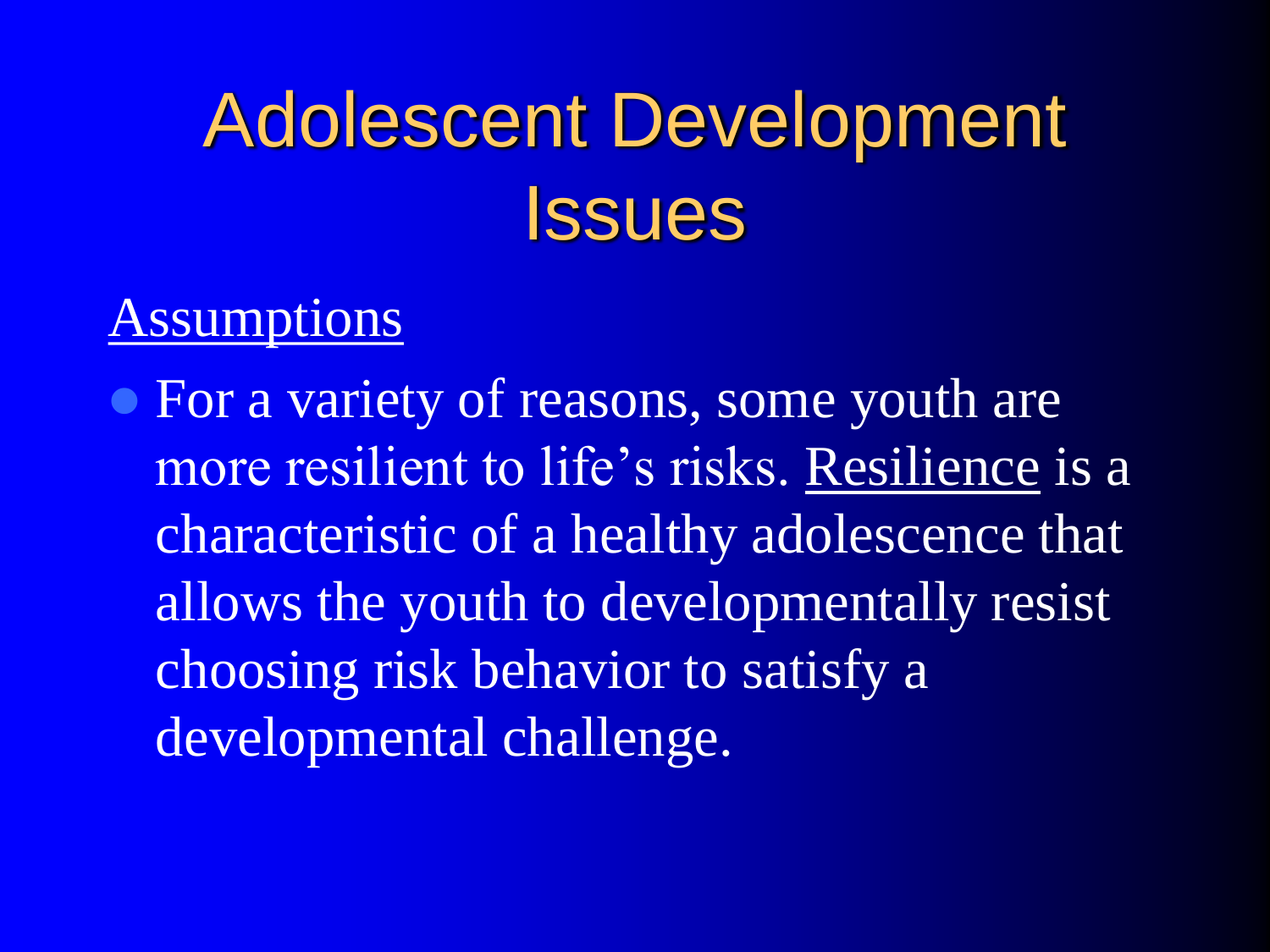# Adolescent Development Issues

Assumptions

- For a variety of reasons, some youth are more resilient to life's risks. Resilience is a characteristic of a healthy adolescence that allows the youth to developmentally resist choosing risk behavior to satisfy a developmental challenge.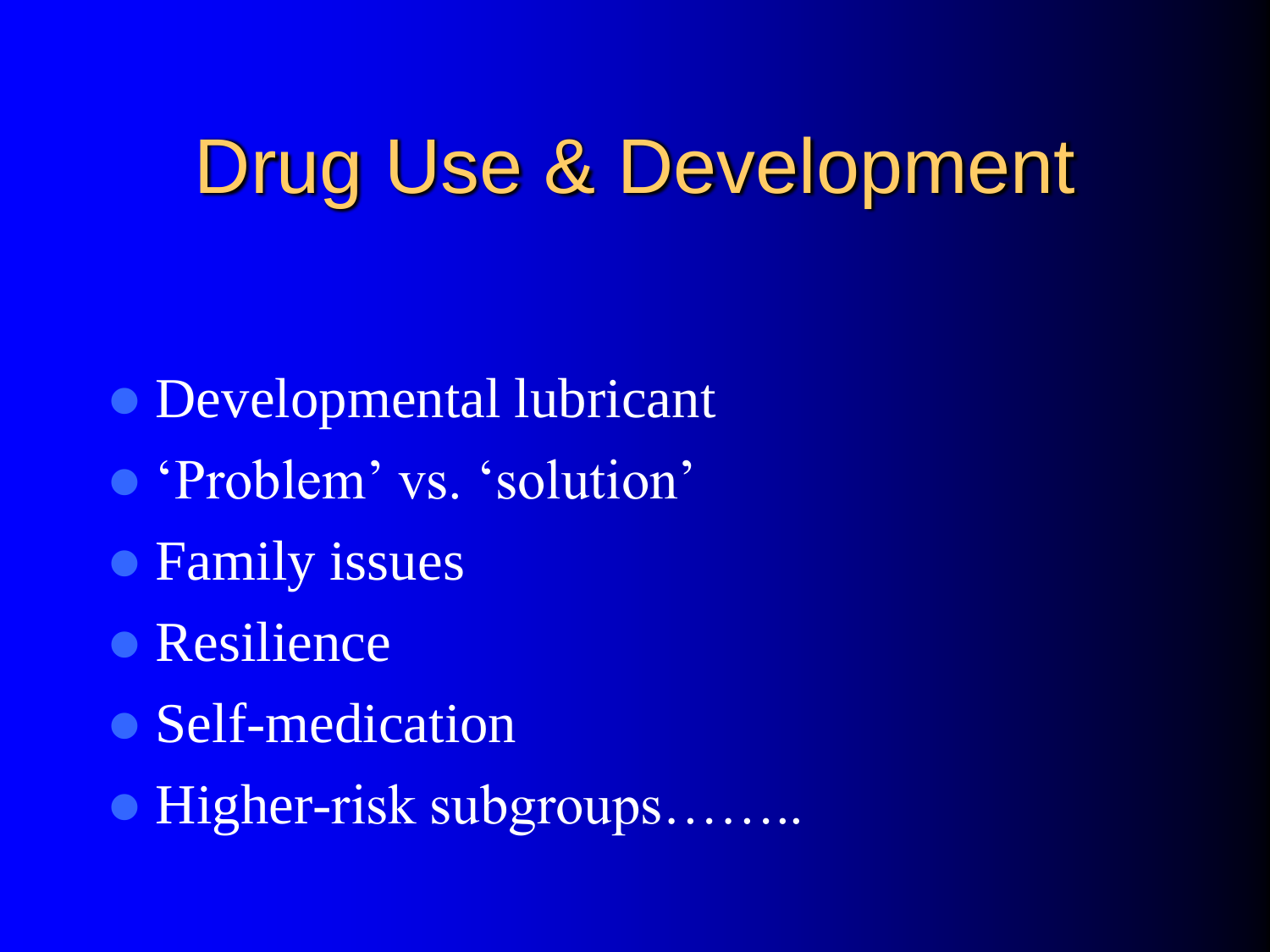# Drug Use & Development

- Developmental lubricant
- 'Problem' vs. 'solution'
- Family issues
- Resilience
- Self-medication
- Higher-risk subgroups……..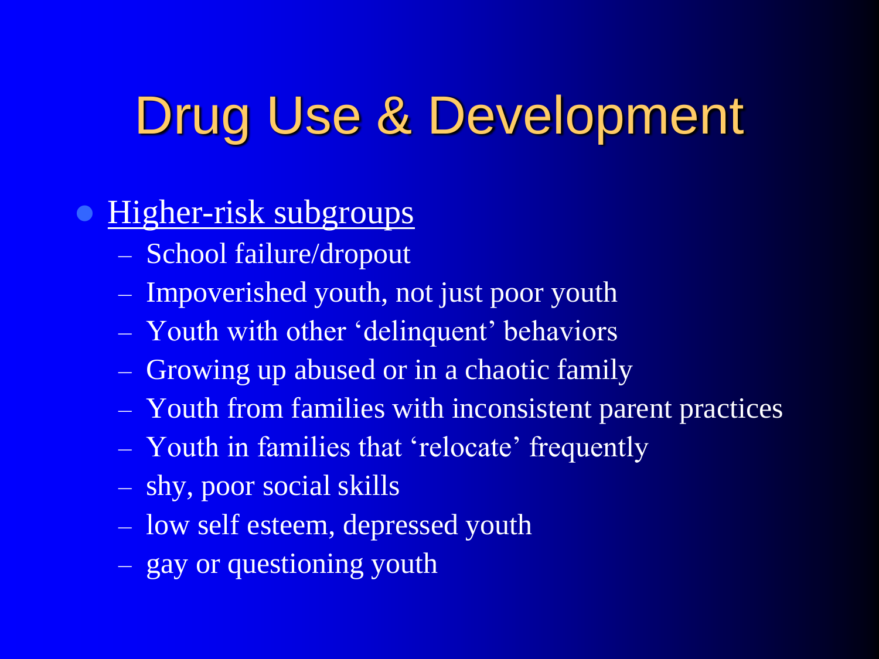# Drug Use & Development

- <u>Higher-risk subgroups</u>
  - School failure/dropout
  - Impoverished youth, not just poor youth
  - Youth with other 'delinquent' behaviors
  - Growing up abused or in a chaotic family
  - Youth from families with inconsistent parent practices
  - Youth in families that 'relocate' frequently
  - shy, poor social skills
  - low self esteem, depressed youth
  - gay or questioning youth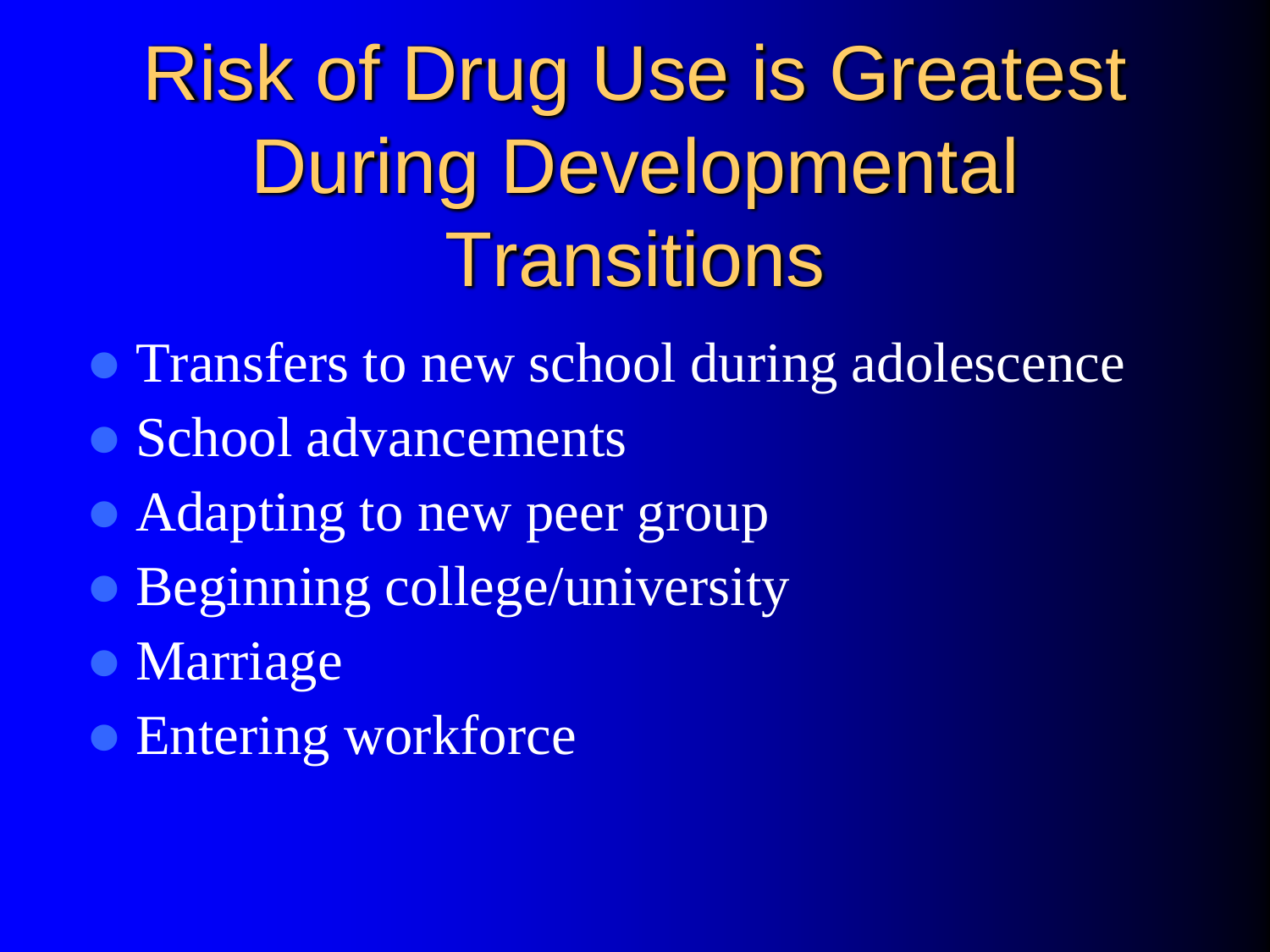# Risk of Drug Use is Greatest During Developmental Transitions

- Transfers to new school during adolescence
- School advancements
- Adapting to new peer group
- Beginning college/university
- Marriage
- Entering workforce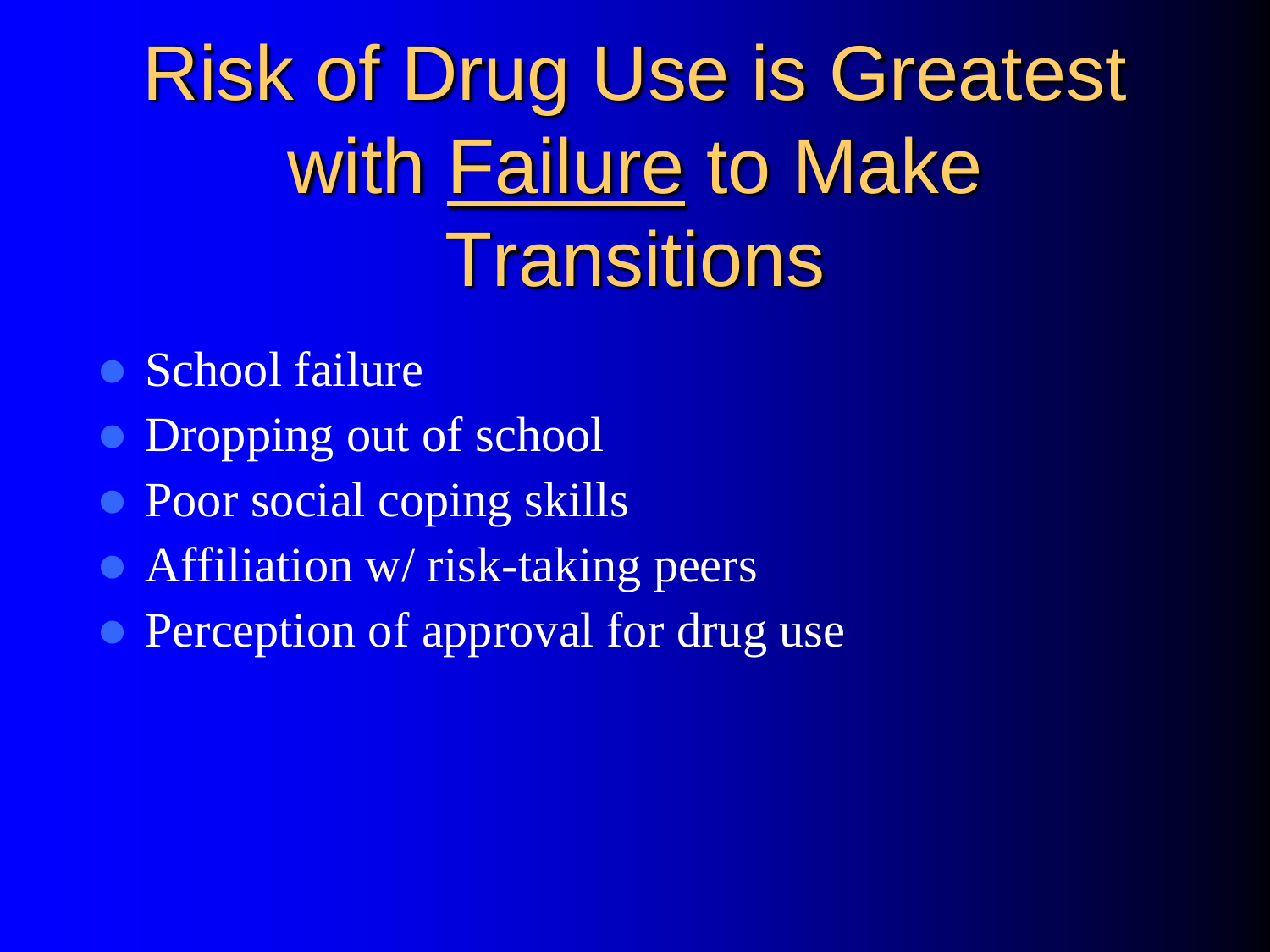# Risk of Drug Use is Greatest with Failure to Make Transitions

- School failure
- Dropping out of school
- Poor social coping skills
- Affiliation w/ risk-taking peers
- Perception of approval for drug use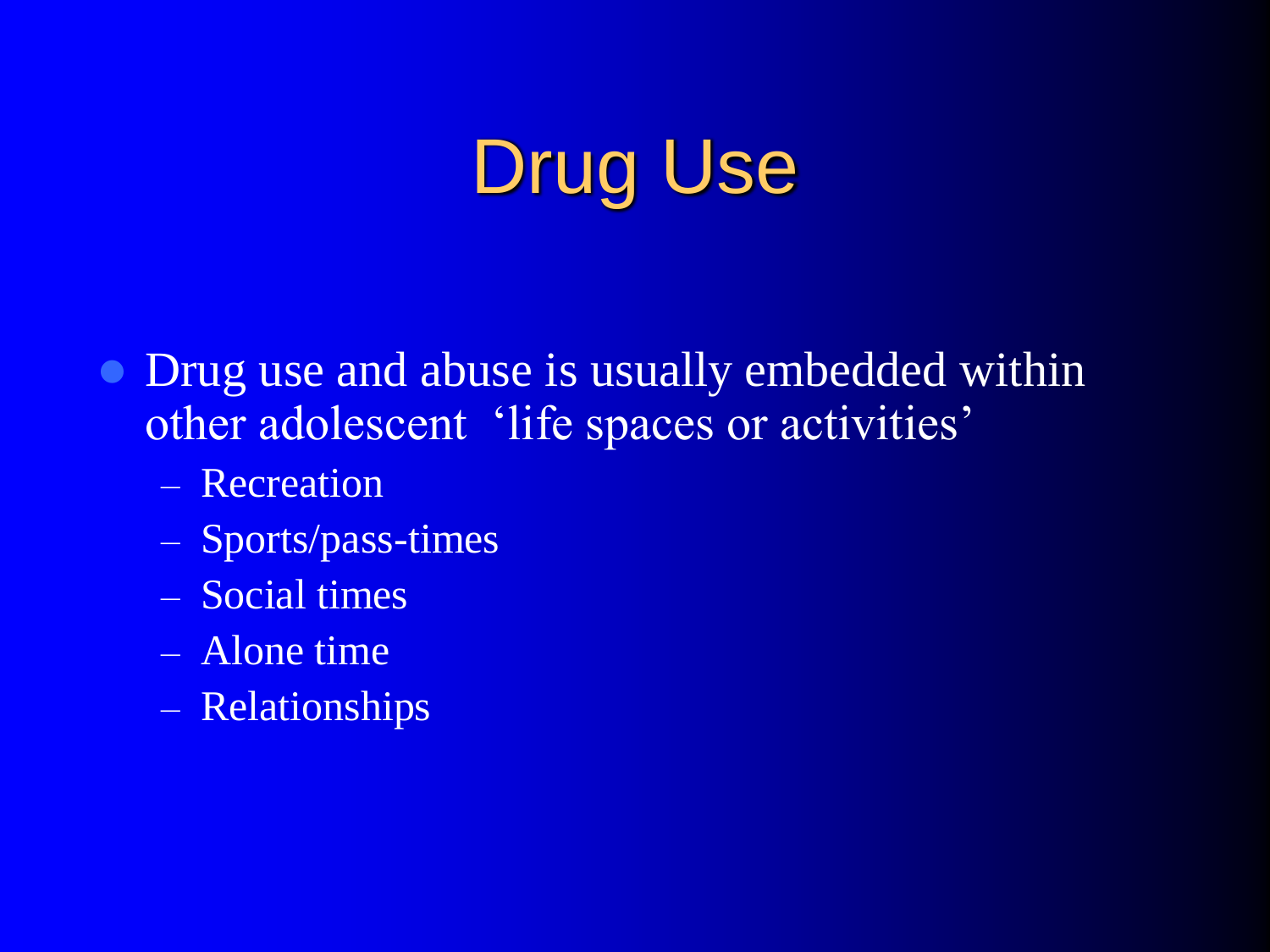# Drug Use

- Drug use and abuse is usually embedded within other adolescent 'life spaces or activities'
  - Recreation
  - Sports/pass-times
  - Social times
  - Alone time
  - Relationships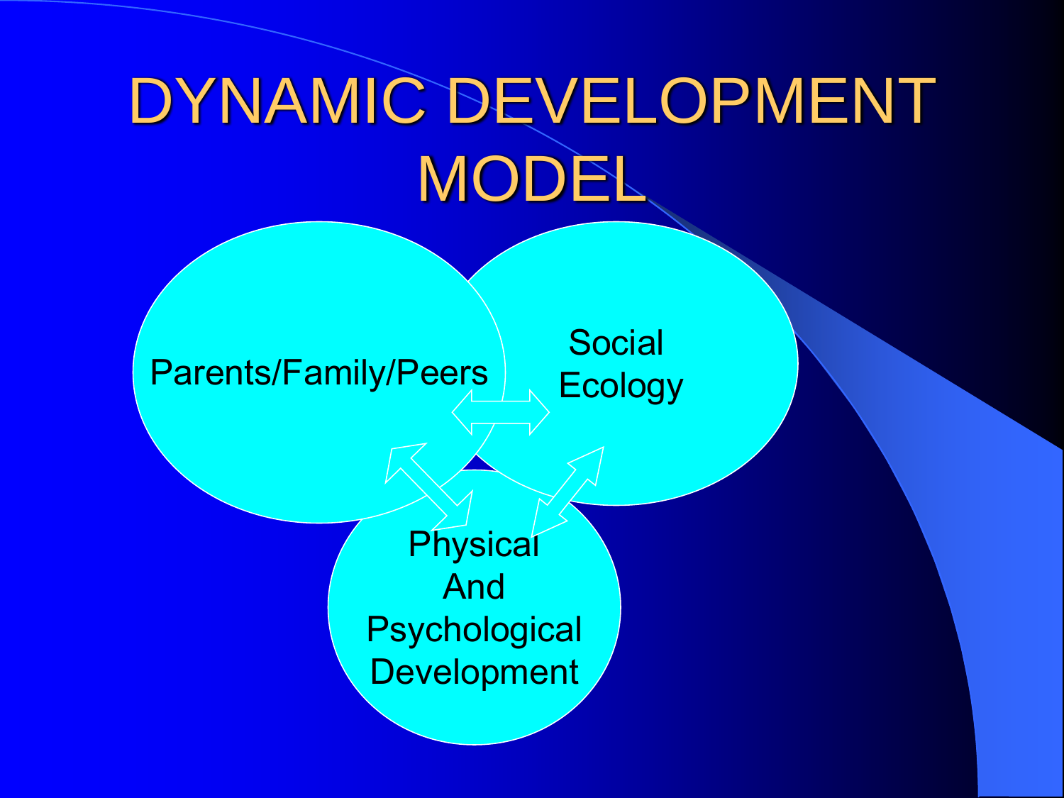# DYNAMIC DEVELOPMENT MODEL

Parents/Family/Peers

Social Ecology

Physical And Psychological Development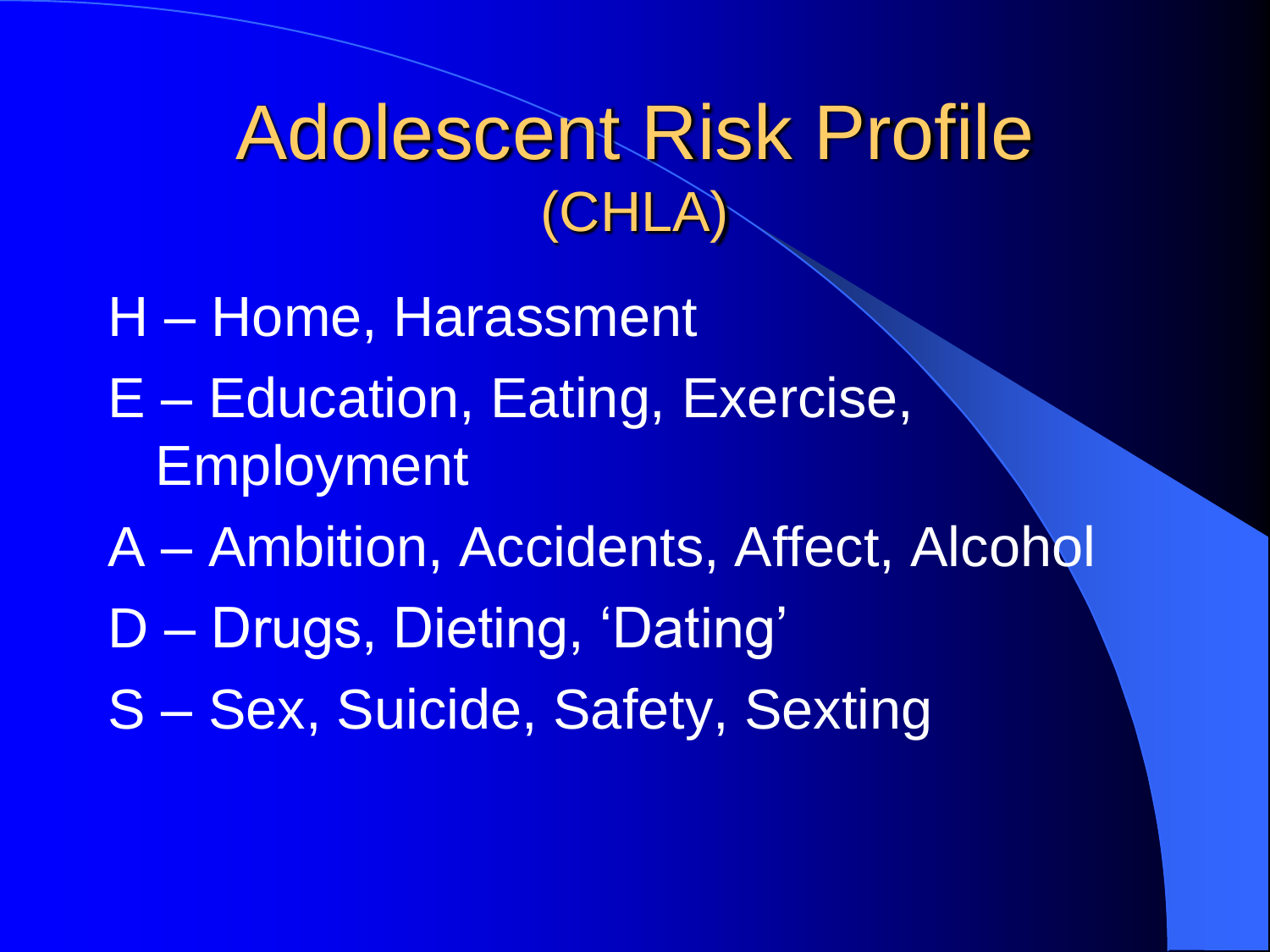# Adolescent Risk Profile
## (CHLA)

- H – Home, Harassment
- E – Education, Eating, Exercise, Employment
- A – Ambition, Accidents, Affect, Alcohol
- D – Drugs, Dieting, 'Dating'
- S – Sex, Suicide, Safety, Sexting